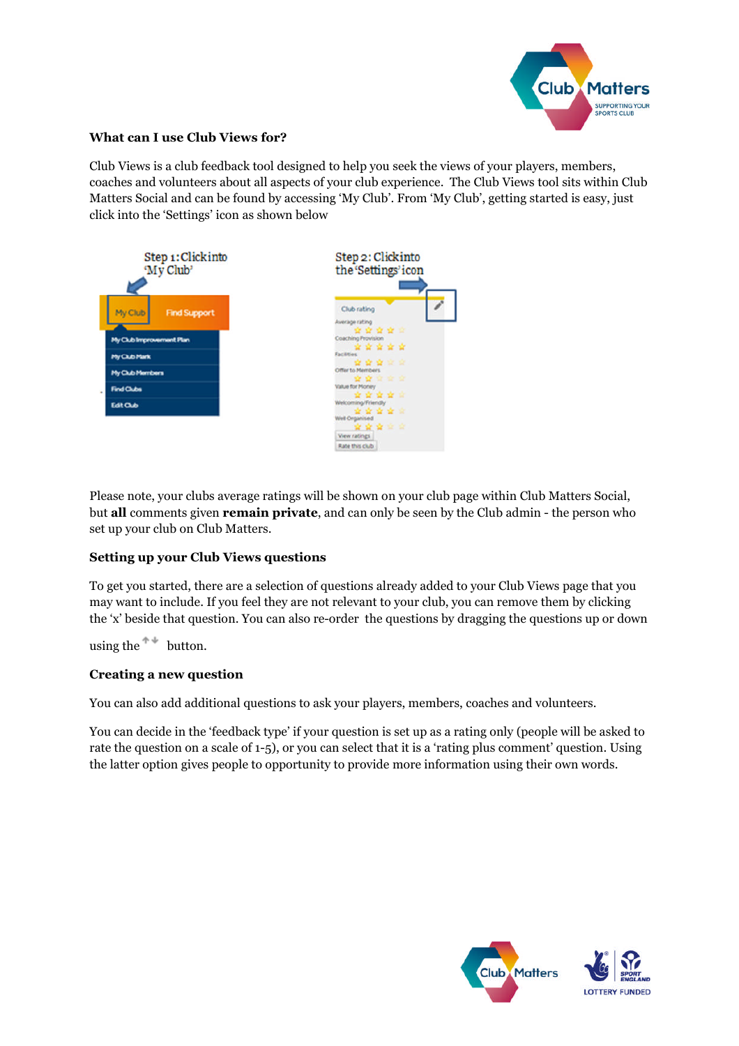**What can I use Club Views for?**

Club Views is a club feedback tool designed to help you seek the views of your players, members, coaches and volunteers about all aspects of your club experience. The Club Views tool sits within Club Matters Social and can be found by accessing 'My Club'. From 'My Club', getting started is easy, just click into the 'Settings' icon as shown below

Please note, your clubs average ratings will be shown on your club page within Club Matters Social, but **all** comments given **remain private**, and can only be seen by the Club admin - the person who set up your club on Club Matters.

**Setting up your Club Views questions**

To get you started, there are a selection of questions already added to your Club Views page that you may want to include. If you feel they are not relevant to your club, you can remove them by clicking the 'x' beside that question. You can also re-order the questions by dragging the questions up or down using the ↑↓ button.

**Creating a new question**

You can also add additional questions to ask your players, members, coaches and volunteers.

You can decide in the 'feedback type' if your question is set up as a rating only (people will be asked to rate the question on a scale of 1-5), or you can select that it is a 'rating plus comment' question. Using the latter option gives people to opportunity to provide more information using their own words.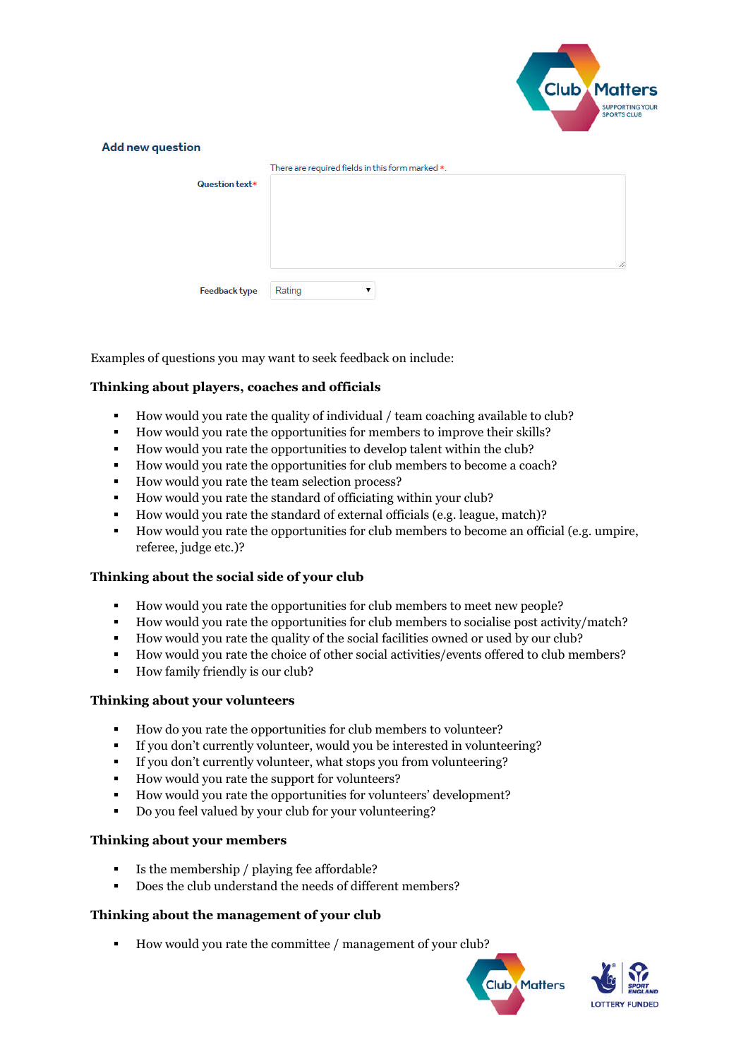**Add new question**

There are required fields in this form marked *.

Question text*

Feedback type: Rating

Examples of questions you may want to seek feedback on include:

**Thinking about players, coaches and officials**

- How would you rate the quality of individual / team coaching available to club?
- How would you rate the opportunities for members to improve their skills?
- How would you rate the opportunities to develop talent within the club?
- How would you rate the opportunities for club members to become a coach?
- How would you rate the team selection process?
- How would you rate the standard of officiating within your club?
- How would you rate the standard of external officials (e.g. league, match)?
- How would you rate the opportunities for club members to become an official (e.g. umpire, referee, judge etc.)?

**Thinking about the social side of your club**

- How would you rate the opportunities for club members to meet new people?
- How would you rate the opportunities for club members to socialise post activity/match?
- How would you rate the quality of the social facilities owned or used by our club?
- How would you rate the choice of other social activities/events offered to club members?
- How family friendly is our club?

**Thinking about your volunteers**

- How do you rate the opportunities for club members to volunteer?
- If you don't currently volunteer, would you be interested in volunteering?
- If you don't currently volunteer, what stops you from volunteering?
- How would you rate the support for volunteers?
- How would you rate the opportunities for volunteers' development?
- Do you feel valued by your club for your volunteering?

**Thinking about your members**

- Is the membership / playing fee affordable?
- Does the club understand the needs of different members?

**Thinking about the management of your club**

- How would you rate the committee / management of your club?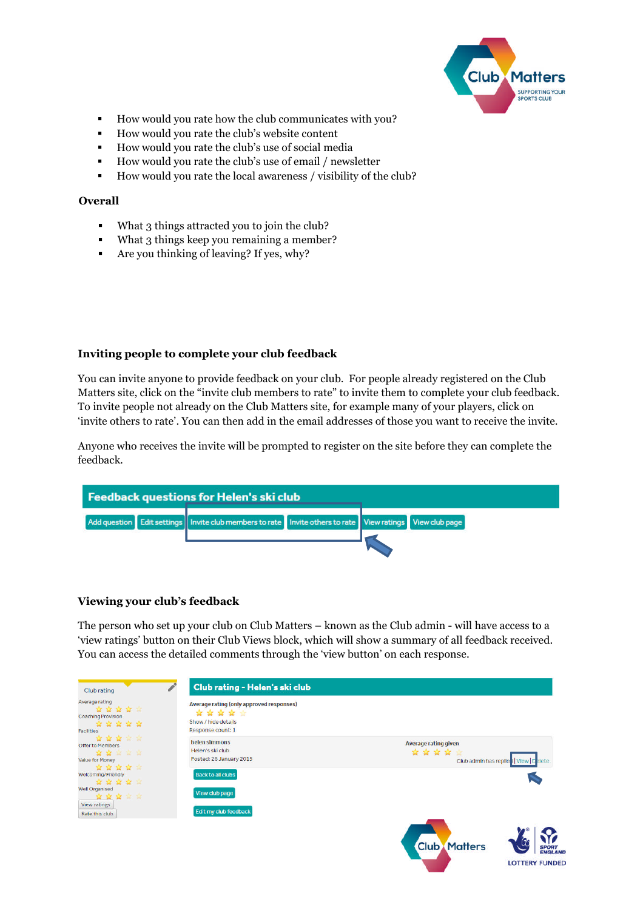- How would you rate how the club communicates with you?
- How would you rate the club's website content
- How would you rate the club's use of social media
- How would you rate the club's use of email / newsletter
- How would you rate the local awareness / visibility of the club?

**Overall**

- What 3 things attracted you to join the club?
- What 3 things keep you remaining a member?
- Are you thinking of leaving? If yes, why?

**Inviting people to complete your club feedback**

You can invite anyone to provide feedback on your club. For people already registered on the Club Matters site, click on the "invite club members to rate" to invite them to complete your club feedback. To invite people not already on the Club Matters site, for example many of your players, click on 'invite others to rate'. You can then add in the email addresses of those you want to receive the invite.

Anyone who receives the invite will be prompted to register on the site before they can complete the feedback.

**Viewing your club's feedback**

The person who set up your club on Club Matters – known as the Club admin - will have access to a 'view ratings' button on their Club Views block, which will show a summary of all feedback received. You can access the detailed comments through the 'view button' on each response.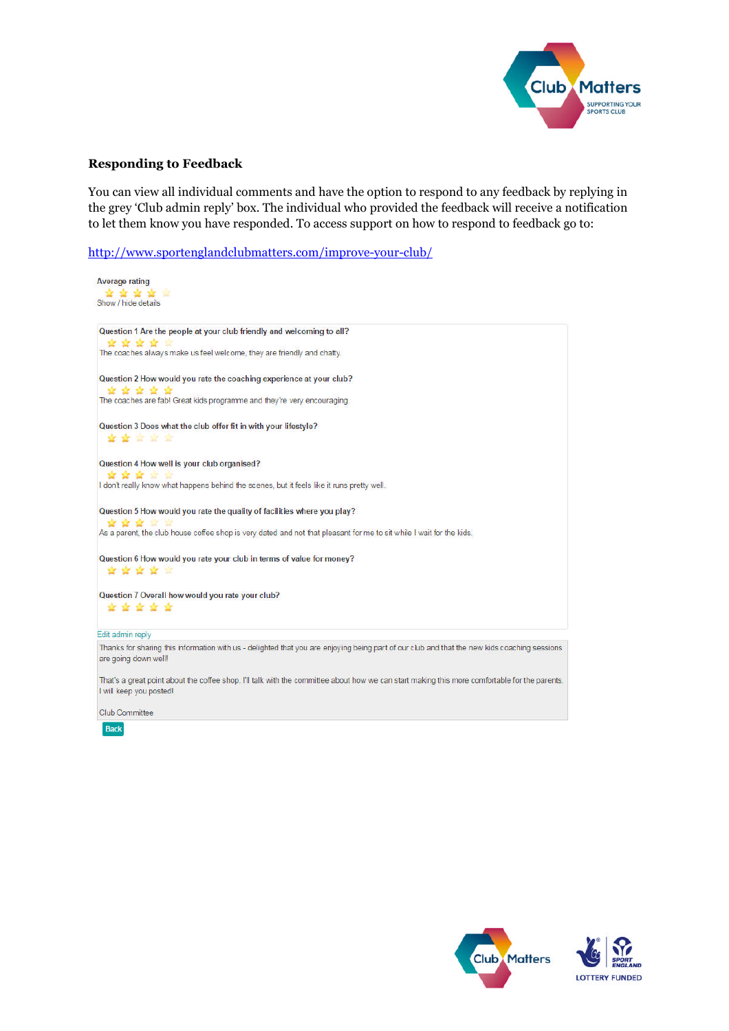## Responding to Feedback

You can view all individual comments and have the option to respond to any feedback by replying in the grey 'Club admin reply' box. The individual who provided the feedback will receive a notification to let them know you have responded. To access support on how to respond to feedback go to:

http://www.sportenglandclubmatters.com/improve-your-club/

Average rating

Show / hide details

Question 1 Are the people at your club friendly and welcoming to all?

The coaches always make us feel welcome, they are friendly and chatty.

Question 2 How would you rate the coaching experience at your club?

The coaches are fab! Great kids programme and they're very encouraging.

Question 3 Does what the club offer fit in with your lifestyle?

Question 4 How well is your club organised?

I don't really know what happens behind the scenes, but it feels like it runs pretty well.

Question 5 How would you rate the quality of facilities where you play?

As a parent, the club house coffee shop is very dated and not that pleasant for me to sit while I wait for the kids.

Question 6 How would you rate your club in terms of value for money?

Question 7 Overall how would you rate your club?

Edit admin reply

Thanks for sharing this information with us - delighted that you are enjoying being part of our club and that the new kids coaching sessions are going down well!

That's a great point about the coffee shop. I'll talk with the committee about how we can start making this more comfortable for the parents. I will keep you posted!

Club Committee

Back